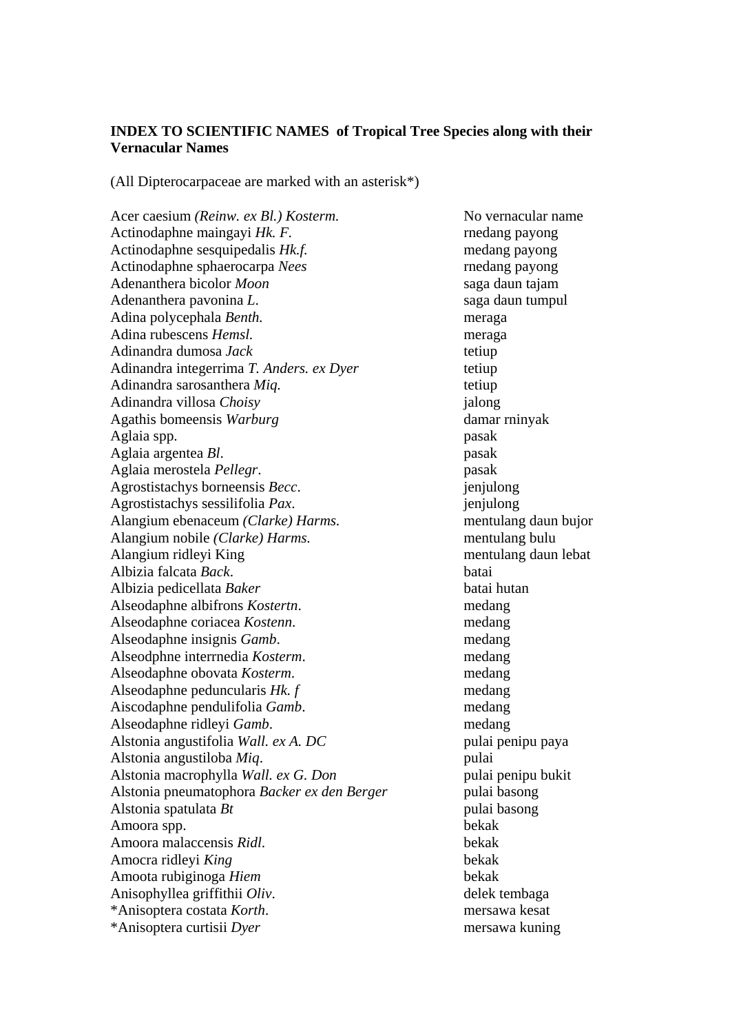**INDEX TO SCIENTIFIC NAMES of Tropical Tree Species along with their Vernacular Names**

(All Dipterocarpaceae are marked with an asterisk*)

| Scientific name | Vernacular name |
|---|---|
| Acer caesium *(Reinw. ex Bl.) Kosterm.* | No vernacular name |
| Actinodaphne maingayi *Hk. F.* | rnedang payong |
| Actinodaphne sesquipedalis *Hk.f.* | medang payong |
| Actinodaphne sphaerocarpa *Nees* | rnedang payong |
| Adenanthera bicolor *Moon* | saga daun tajam |
| Adenanthera pavonina *L.* | saga daun tumpul |
| Adina polycephala *Benth.* | meraga |
| Adina rubescens *Hemsl.* | meraga |
| Adinandra dumosa *Jack* | tetiup |
| Adinandra integerrima *T. Anders. ex Dyer* | tetiup |
| Adinandra sarosanthera *Miq.* | tetiup |
| Adinandra villosa *Choisy* | jalong |
| Agathis bomeensis *Warburg* | damar rninyak |
| Aglaia spp. | pasak |
| Aglaia argentea *Bl.* | pasak |
| Aglaia merostela *Pellegr.* | pasak |
| Agrostistachys borneensis *Becc.* | jenjulong |
| Agrostistachys sessilifolia *Pax.* | jenjulong |
| Alangium ebenaceum *(Clarke) Harms.* | mentulang daun bujor |
| Alangium nobile *(Clarke) Harms.* | mentulang bulu |
| Alangium ridleyi King | mentulang daun lebat |
| Albizia falcata *Back.* | batai |
| Albizia pedicellata *Baker* | batai hutan |
| Alseodaphne albifrons *Kostertn.* | medang |
| Alseodaphne coriacea *Kostenn.* | medang |
| Alseodaphne insignis *Gamb.* | medang |
| Alseodphne interrnedia *Kosterm.* | medang |
| Alseodaphne obovata *Kosterm.* | medang |
| Alseodaphne peduncularis *Hk. f* | medang |
| Aiscodaphne pendulifolia *Gamb.* | medang |
| Alseodaphne ridleyi *Gamb.* | medang |
| Alstonia angustifolia *Wall. ex A. DC* | pulai penipu paya |
| Alstonia angustiloba *Miq.* | pulai |
| Alstonia macrophylla *Wall. ex G. Don* | pulai penipu bukit |
| Alstonia pneumatophora *Backer ex den Berger* | pulai basong |
| Alstonia spatulata *Bt* | pulai basong |
| Amoora spp. | bekak |
| Amoora malaccensis *Ridl.* | bekak |
| Amocra ridleyi *King* | bekak |
| Amoota rubiginoga *Hiem* | bekak |
| Anisophyllea griffithii *Oliv.* | delek tembaga |
| *Anisoptera costata *Korth.* | mersawa kesat |
| *Anisoptera curtisii *Dyer* | mersawa kuning |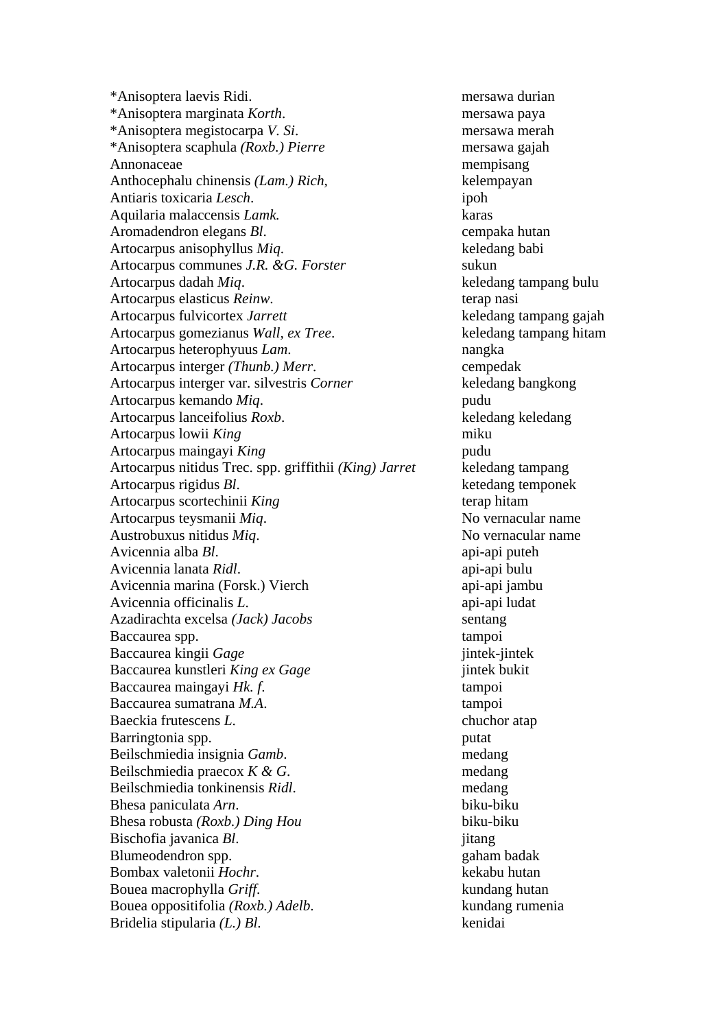| | |
|---|---|
| *Anisoptera laevis Ridi. | mersawa durian |
| *Anisoptera marginata *Korth*. | mersawa paya |
| *Anisoptera megistocarpa *V. Si*. | mersawa merah |
| *Anisoptera scaphula *(Roxb.) Pierre* | mersawa gajah |
| Annonaceae | mempisang |
| Anthocephalu chinensis *(Lam.) Rich*, | kelempayan |
| Antiaris toxicaria *Lesch*. | ipoh |
| Aquilaria malaccensis *Lamk.* | karas |
| Aromadendron elegans *Bl*. | cempaka hutan |
| Artocarpus anisophyllus *Miq*. | keledang babi |
| Artocarpus communes *J.R. &G. Forster* | sukun |
| Artocarpus dadah *Miq*. | keledang tampang bulu |
| Artocarpus elasticus *Reinw*. | terap nasi |
| Artocarpus fulvicortex *Jarrett* | keledang tampang gajah |
| Artocarpus gomezianus *Wall, ex Tree*. | keledang tampang hitam |
| Artocarpus heterophyuus *Lam*. | nangka |
| Artocarpus interger *(Thunb.) Merr*. | cempedak |
| Artocarpus interger var. silvestris *Corner* | keledang bangkong |
| Artocarpus kemando *Miq*. | pudu |
| Artocarpus lanceifolius *Roxb*. | keledang keledang |
| Artocarpus lowii *King* | miku |
| Artocarpus maingayi *King* | pudu |
| Artocarpus nitidus Trec. spp. griffithii *(King) Jarret* | keledang tampang |
| Artocarpus rigidus *Bl*. | ketedang temponek |
| Artocarpus scortechinii *King* | terap hitam |
| Artocarpus teysmanii *Miq*. | No vernacular name |
| Austrobuxus nitidus *Miq*. | No vernacular name |
| Avicennia alba *Bl*. | api-api puteh |
| Avicennia lanata *Ridl*. | api-api bulu |
| Avicennia marina (Forsk.) Vierch | api-api jambu |
| Avicennia officinalis *L*. | api-api ludat |
| Azadirachta excelsa *(Jack) Jacobs* | sentang |
| Baccaurea spp. | tampoi |
| Baccaurea kingii *Gage* | jintek-jintek |
| Baccaurea kunstleri *King ex Gage* | jintek bukit |
| Baccaurea maingayi *Hk. f.* | tampoi |
| Baccaurea sumatrana *M.A*. | tampoi |
| Baeckia frutescens *L*. | chuchor atap |
| Barringtonia spp. | putat |
| Beilschmiedia insignia *Gamb*. | medang |
| Beilschmiedia praecox *K & G*. | medang |
| Beilschmiedia tonkinensis *Ridl*. | medang |
| Bhesa paniculata *Arn*. | biku-biku |
| Bhesa robusta *(Roxb.) Ding Hou* | biku-biku |
| Bischofia javanica *Bl*. | jitang |
| Blumeodendron spp. | gaham badak |
| Bombax valetonii *Hochr*. | kekabu hutan |
| Bouea macrophylla *Griff.* | kundang hutan |
| Bouea oppositifolia *(Roxb.) Adelb*. | kundang rumenia |
| Bridelia stipularia *(L.) Bl*. | kenidai |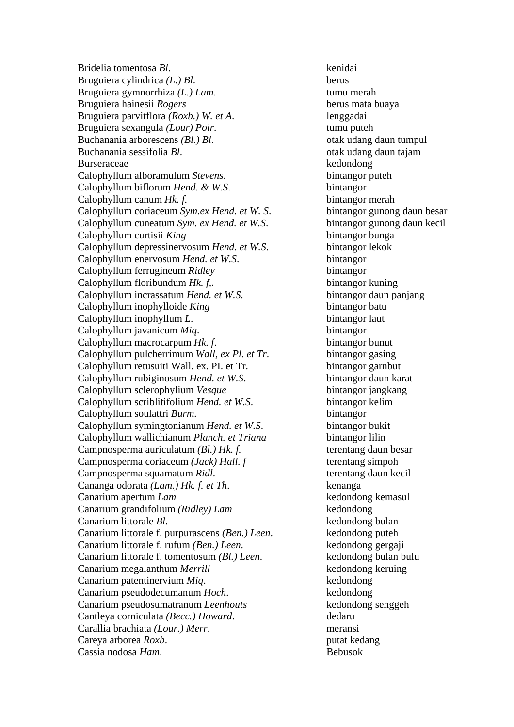| | |
|---|---|
| Bridelia tomentosa *Bl*. | kenidai |
| Bruguiera cylindrica *(L.) Bl*. | berus |
| Bruguiera gymnorrhiza *(L.) Lam*. | tumu merah |
| Bruguiera hainesii *Rogers* | berus mata buaya |
| Bruguiera parvitflora *(Roxb.) W. et A*. | lenggadai |
| Bruguiera sexangula *(Lour) Poir*. | tumu puteh |
| Buchanania arborescens *(Bl.) Bl*. | otak udang daun tumpul |
| Buchanania sessifolia *Bl*. | otak udang daun tajam |
| Burseraceae | kedondong |
| Calophyllum alboramulum *Stevens*. | bintangor puteh |
| Calophyllum biflorum *Hend. & W.S*. | bintangor |
| Calophyllum canum *Hk. f.* | bintangor merah |
| Calophyllum coriaceum *Sym.ex Hend. et W. S*. | bintangor gunong daun besar |
| Calophyllum cuneatum *Sym. ex Hend. et W.S*. | bintangor gunong daun kecil |
| Calophyllum curtisii *King* | bintangor bunga |
| Calophyllum depressinervosum *Hend. et W.S*. | bintangor lekok |
| Calophyllum enervosum *Hend. et W.S*. | bintangor |
| Calophyllum ferrugineum *Ridley* | bintangor |
| Calophyllum floribundum *Hk. f,*. | bintangor kuning |
| Calophyllum incrassatum *Hend. et W.S*. | bintangor daun panjang |
| Calophyllum inophylloide *King* | bintangor batu |
| Calophyllum inophyllum *L*. | bintangor laut |
| Calophyllum javanicum *Miq*. | bintangor |
| Calophyllum macrocarpum *Hk. f*. | bintangor bunut |
| Calophyllum pulcherrimum *Wall, ex Pl. et Tr*. | bintangor gasing |
| Calophyllum retusuiti Wall. ex. PI. et Tr. | bintangor garnbut |
| Calophyllum rubiginosum *Hend. et W.S*. | bintangor daun karat |
| Calophyllum sclerophylium *Vesque* | bintangor jangkang |
| Calophyllum scriblitifolium *Hend. et W.S*. | bintangor kelim |
| Calophyllum soulattri *Burm*. | bintangor |
| Calophyllum symingtonianum *Hend. et W.S*. | bintangor bukit |
| Calophyllum wallichianum *Planch. et Triana* | bintangor lilin |
| Campnosperma auriculatum *(Bl.) Hk. f.* | terentang daun besar |
| Campnosperma coriaceum *(Jack) Hall. f* | terentang simpoh |
| Campnosperma squamatum *Ridl*. | terentang daun kecil |
| Cananga odorata *(Lam.) Hk. f. et Th*. | kenanga |
| Canarium apertum *Lam* | kedondong kemasul |
| Canarium grandifolium *(Ridley) Lam* | kedondong |
| Canarium littorale *Bl*. | kedondong bulan |
| Canarium littorale f. purpurascens *(Ben.) Leen*. | kedondong puteh |
| Canarium littorale f. rufum *(Ben.) Leen*. | kedondong gergaji |
| Canarium littorale f. tomentosum *(Bl.) Leen*. | kedondong bulan bulu |
| Canarium megalanthum *Merrill* | kedondong keruing |
| Canarium patentinervium *Miq*. | kedondong |
| Canarium pseudodecumanum *Hoch*. | kedondong |
| Canarium pseudosumatranum *Leenhouts* | kedondong senggeh |
| Cantleya corniculata *(Becc.) Howard*. | dedaru |
| Carallia brachiata *(Lour.) Merr*. | meransi |
| Careya arborea *Roxb*. | putat kedang |
| Cassia nodosa *Ham*. | Bebusok |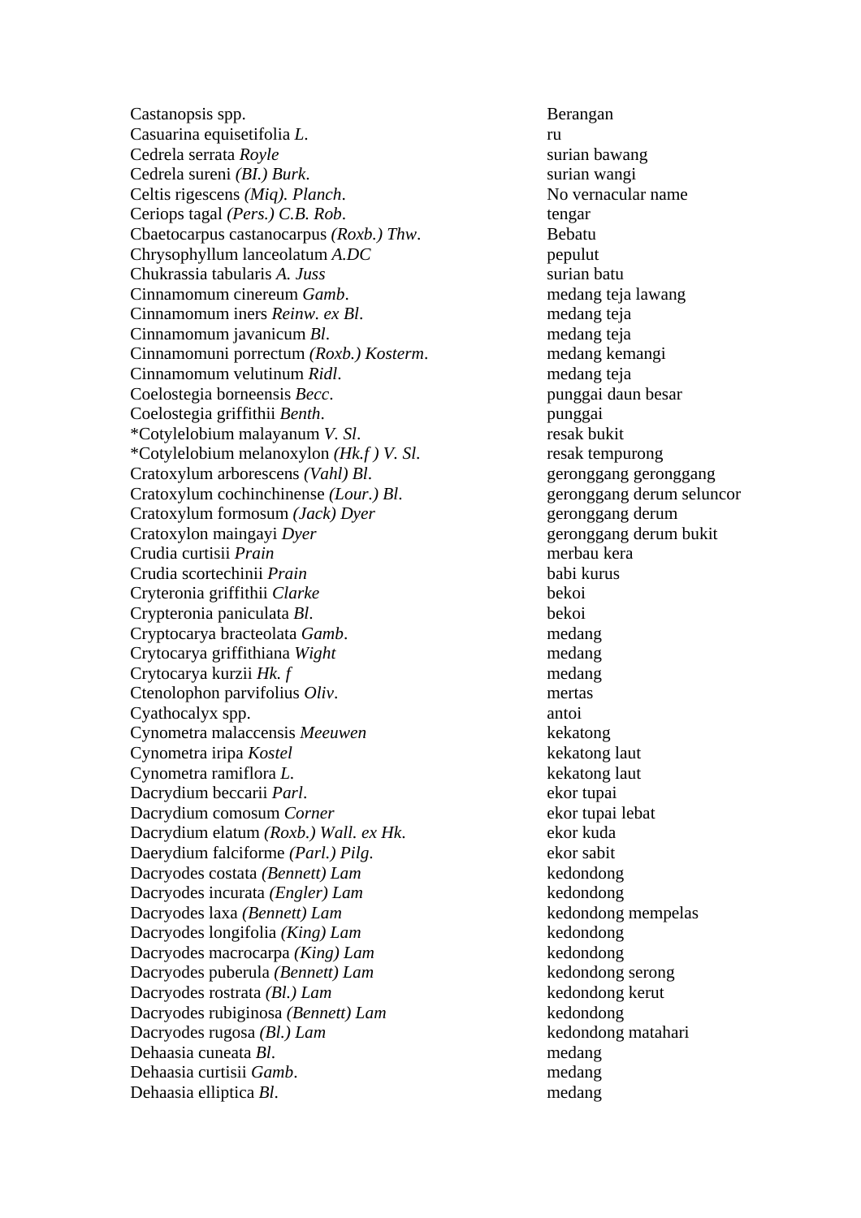| | |
|---|---|
| Castanopsis spp. | Berangan |
| Casuarina equisetifolia *L.* | ru |
| Cedrela serrata *Royle* | surian bawang |
| Cedrela sureni *(BI.) Burk.* | surian wangi |
| Celtis rigescens *(Miq). Planch.* | No vernacular name |
| Ceriops tagal *(Pers.) C.B. Rob.* | tengar |
| Cbaetocarpus castanocarpus *(Roxb.) Thw.* | Bebatu |
| Chrysophyllum lanceolatum *A.DC* | pepulut |
| Chukrassia tabularis *A. Juss* | surian batu |
| Cinnamomum cinereum *Gamb.* | medang teja lawang |
| Cinnamomum iners *Reinw. ex Bl.* | medang teja |
| Cinnamomum javanicum *Bl.* | medang teja |
| Cinnamomuni porrectum *(Roxb.) Kosterm.* | medang kemangi |
| Cinnamomum velutinum *Ridl.* | medang teja |
| Coelostegia borneensis *Becc.* | punggai daun besar |
| Coelostegia griffithii *Benth.* | punggai |
| *Cotylelobium malayanum *V. Sl.* | resak bukit |
| *Cotylelobium melanoxylon *(Hk.f ) V. Sl.* | resak tempurong |
| Cratoxylum arborescens *(Vahl) Bl.* | geronggang geronggang |
| Cratoxylum cochinchinense *(Lour.) Bl.* | geronggang derum seluncor |
| Cratoxylum formosum *(Jack) Dyer* | geronggang derum |
| Cratoxylon maingayi *Dyer* | geronggang derum bukit |
| Crudia curtisii *Prain* | merbau kera |
| Crudia scortechinii *Prain* | babi kurus |
| Cryteronia griffithii *Clarke* | bekoi |
| Crypteronia paniculata *Bl.* | bekoi |
| Cryptocarya bracteolata *Gamb.* | medang |
| Crytocarya griffithiana *Wight* | medang |
| Crytocarya kurzii *Hk. f* | medang |
| Ctenolophon parvifolius *Oliv.* | mertas |
| Cyathocalyx spp. | antoi |
| Cynometra malaccensis *Meeuwen* | kekatong |
| Cynometra iripa *Kostel* | kekatong laut |
| Cynometra ramiflora *L.* | kekatong laut |
| Dacrydium beccarii *Parl.* | ekor tupai |
| Dacrydium comosum *Corner* | ekor tupai lebat |
| Dacrydium elatum *(Roxb.) Wall. ex Hk.* | ekor kuda |
| Daerydium falciforme *(Parl.) Pilg.* | ekor sabit |
| Dacryodes costata *(Bennett) Lam* | kedondong |
| Dacryodes incurata *(Engler) Lam* | kedondong |
| Dacryodes laxa *(Bennett) Lam* | kedondong mempelas |
| Dacryodes longifolia *(King) Lam* | kedondong |
| Dacryodes macrocarpa *(King) Lam* | kedondong |
| Dacryodes puberula *(Bennett) Lam* | kedondong serong |
| Dacryodes rostrata *(Bl.) Lam* | kedondong kerut |
| Dacryodes rubiginosa *(Bennett) Lam* | kedondong |
| Dacryodes rugosa *(Bl.) Lam* | kedondong matahari |
| Dehaasia cuneata *Bl.* | medang |
| Dehaasia curtisii *Gamb.* | medang |
| Dehaasia elliptica *Bl.* | medang |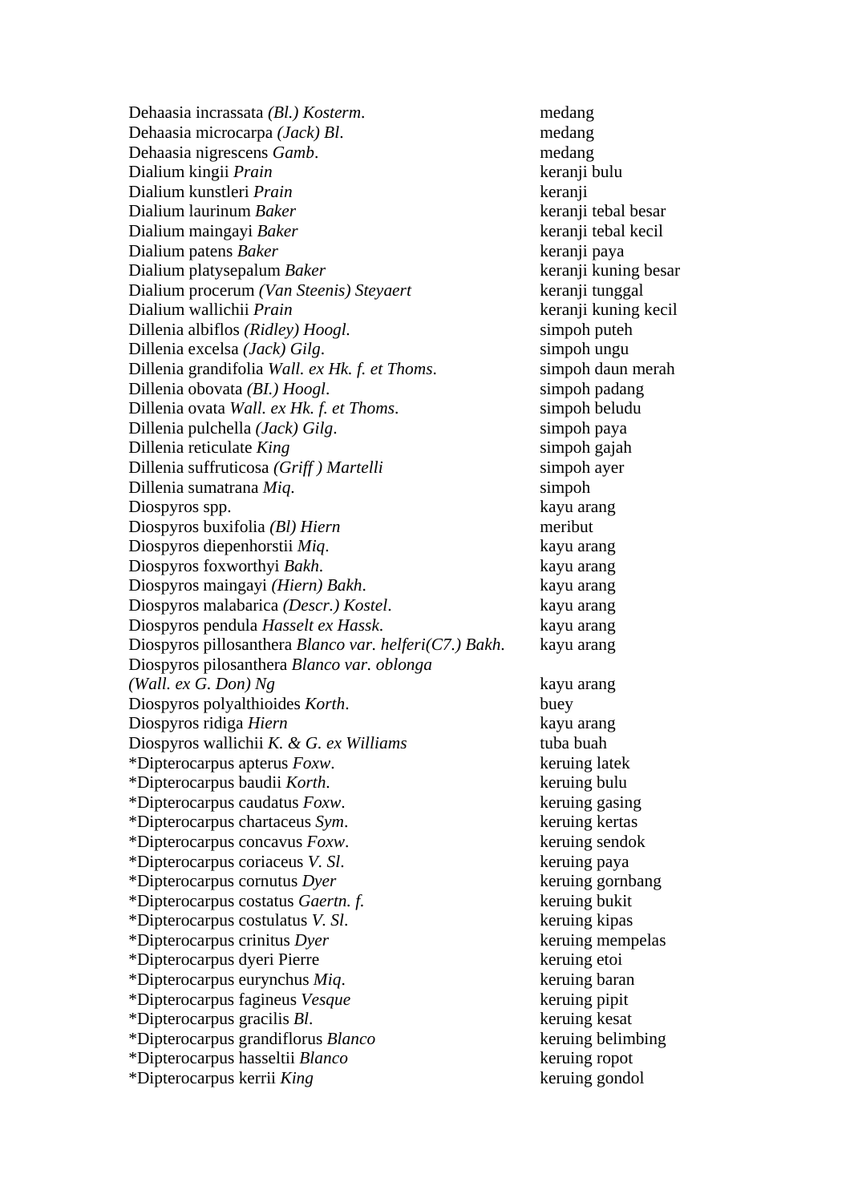| | |
|---|---|
| Dehaasia incrassata *(Bl.) Kosterm.* | medang |
| Dehaasia microcarpa *(Jack) Bl.* | medang |
| Dehaasia nigrescens *Gamb.* | medang |
| Dialium kingii *Prain* | keranji bulu |
| Dialium kunstleri *Prain* | keranji |
| Dialium laurinum *Baker* | keranji tebal besar |
| Dialium maingayi *Baker* | keranji tebal kecil |
| Dialium patens *Baker* | keranji paya |
| Dialium platysepalum *Baker* | keranji kuning besar |
| Dialium procerum *(Van Steenis) Steyaert* | keranji tunggal |
| Dialium wallichii *Prain* | keranji kuning kecil |
| Dillenia albiflos *(Ridley) Hoogl.* | simpoh puteh |
| Dillenia excelsa *(Jack) Gilg.* | simpoh ungu |
| Dillenia grandifolia *Wall. ex Hk. f. et Thoms.* | simpoh daun merah |
| Dillenia obovata *(BI.) Hoogl.* | simpoh padang |
| Dillenia ovata *Wall. ex Hk. f. et Thoms.* | simpoh beludu |
| Dillenia pulchella *(Jack) Gilg.* | simpoh paya |
| Dillenia reticulate *King* | simpoh gajah |
| Dillenia suffruticosa *(Griff ) Martelli* | simpoh ayer |
| Dillenia sumatrana *Miq.* | simpoh |
| Diospyros spp. | kayu arang |
| Diospyros buxifolia *(Bl) Hiern* | meributin |
| Diospyros diepenhorstii *Miq.* | kayu arang |
| Diospyros foxworthyi *Bakh.* | kayu arang |
| Diospyros maingayi *(Hiern) Bakh.* | kayu arang |
| Diospyros malabarica *(Descr.) Kostel.* | kayu arang |
| Diospyros pendula *Hasselt ex Hassk.* | kayu arang |
| Diospyros pillosanthera *Blanco var. helferi(C7.) Bakh.* | kayu arang |
| Diospyros pilosanthera *Blanco var. oblonga (Wall. ex G. Don) Ng* | kayu arang |
| Diospyros polyalthioides *Korth.* | buey |
| Diospyros ridiga *Hiern* | kayu arang |
| Diospyros wallichii *K. & G. ex Williams* | tuba buah |
| *Dipterocarpus apterus *Foxw.* | keruing latek |
| *Dipterocarpus baudii *Korth.* | keruing bulu |
| *Dipterocarpus caudatus *Foxw.* | keruing gasing |
| *Dipterocarpus chartaceus *Sym.* | keruing kertas |
| *Dipterocarpus concavus *Foxw.* | keruing sendok |
| *Dipterocarpus coriaceus *V. Sl.* | keruing paya |
| *Dipterocarpus cornutus *Dyer* | keruing gornbang |
| *Dipterocarpus costatus *Gaertn. f.* | keruing bukit |
| *Dipterocarpus costulatus *V. Sl.* | keruing kipas |
| *Dipterocarpus crinitus *Dyer* | keruing mempelas |
| *Dipterocarpus dyeri Pierre | keruing etoi |
| *Dipterocarpus eurynchus *Miq.* | keruing baran |
| *Dipterocarpus fagineus *Vesque* | keruing pipit |
| *Dipterocarpus gracilis *Bl.* | keruing kesat |
| *Dipterocarpus grandiflorus *Blanco* | keruing belimbing |
| *Dipterocarpus hasseltii *Blanco* | keruing ropot |
| *Dipterocarpus kerrii *King* | keruing gondol |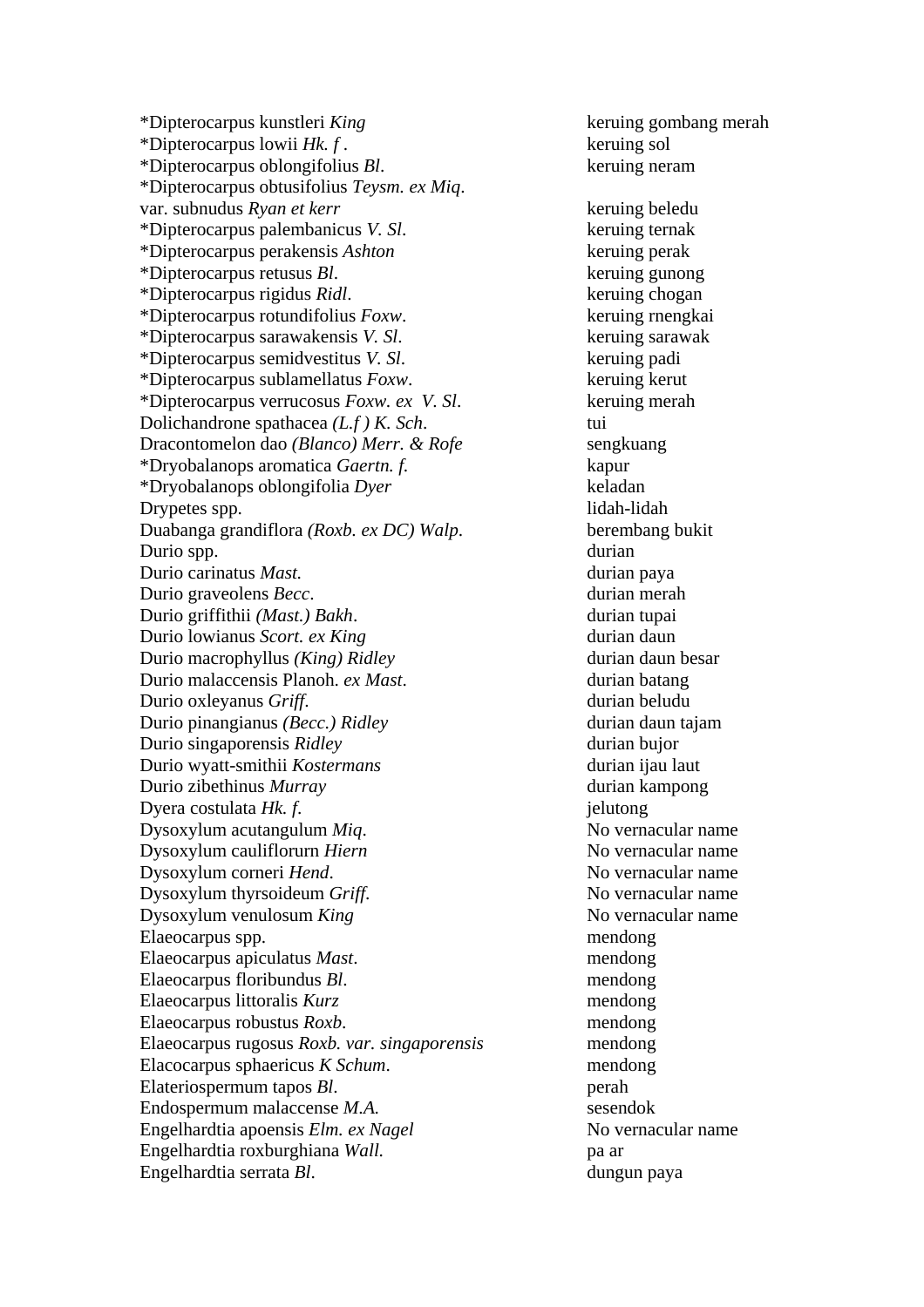| | |
|---|---|
| *Dipterocarpus kunstleri *King* | keruing gombang merah |
| *Dipterocarpus lowii *Hk. f* . | keruing sol |
| *Dipterocarpus oblongifolius *Bl.* | keruing neram |
| *Dipterocarpus obtusifolius *Teysm. ex Miq*. var. subnudus *Ryan et kerr* | keruing beledu |
| *Dipterocarpus palembanicus *V. Sl*. | keruing ternak |
| *Dipterocarpus perakensis *Ashton* | keruing perak |
| *Dipterocarpus retusus *Bl*. | keruing gunong |
| *Dipterocarpus rigidus *Ridl*. | keruing chogan |
| *Dipterocarpus rotundifolius *Foxw*. | keruing rnengkai |
| *Dipterocarpus sarawakensis *V. Sl*. | keruing sarawak |
| *Dipterocarpus semidvestitus *V. Sl.* | keruing padi |
| *Dipterocarpus sublamellatus *Foxw*. | keruing kerut |
| *Dipterocarpus verrucosus *Foxw. ex V. Sl*. | keruing merah |
| Dolichandrone spathacea *(L.f ) K. Sch*. | tui |
| Dracontomelon dao *(Blanco) Merr. & Rofe* | sengkuang |
| *Dryobalanops aromatica *Gaertn. f.* | kapur |
| *Dryobalanops oblongifolia *Dyer* | keladan |
| Drypetes spp. | lidah-lidah |
| Duabanga grandiflora *(Roxb. ex DC) Walp*. | berembang bukit |
| Durio spp. | durian |
| Durio carinatus *Mast.* | durian paya |
| Durio graveolens *Becc*. | durian merah |
| Durio griffithii *(Mast.) Bakh*. | durian tupai |
| Durio lowianus *Scort. ex King* | durian daun |
| Durio macrophyllus *(King) Ridley* | durian daun besar |
| Durio malaccensis Planoh. *ex Mast*. | durian batang |
| Durio oxleyanus *Griff.* | durian beludu |
| Durio pinangianus *(Becc.) Ridley* | durian daun tajam |
| Durio singaporensis *Ridley* | durian bujor |
| Durio wyatt-smithii *Kostermans* | durian ijau laut |
| Durio zibethinus *Murray* | durian kampong |
| Dyera costulata *Hk. f*. | jelutong |
| Dysoxylum acutangulum *Miq*. | No vernacular name |
| Dysoxylum caulitlorurn *Hiern* | No vernacular name |
| Dysoxylum corneri *Hend*. | No vernacular name |
| Dysoxylum thyrsoideum *Griff.* | No vernacular name |
| Dysoxylum venulosum *King* | No vernacular name |
| Elaeocarpus spp. | mendong |
| Elaeocarpus apiculatus *Mast*. | mendong |
| Elaeocarpus floribundus *Bl*. | mendong |
| Elaeocarpus littoralis *Kurz* | mendong |
| Elaeocarpus robustus *Roxb*. | mendong |
| Elaeocarpus rugosus *Roxb. var. singaporensis* | mendong |
| Elacocarpus sphaericus *K Schum*. | mendong |
| Elateriospermum tapos *Bl*. | perah |
| Endospermum malaccense *M.A.* | sesendok |
| Engelhardtia apoensis *Elm. ex Nagel* | No vernacular name |
| Engelhardtia roxburghiana *Wall.* | pa ar |
| Engelhardtia serrata *Bl*. | dungun paya |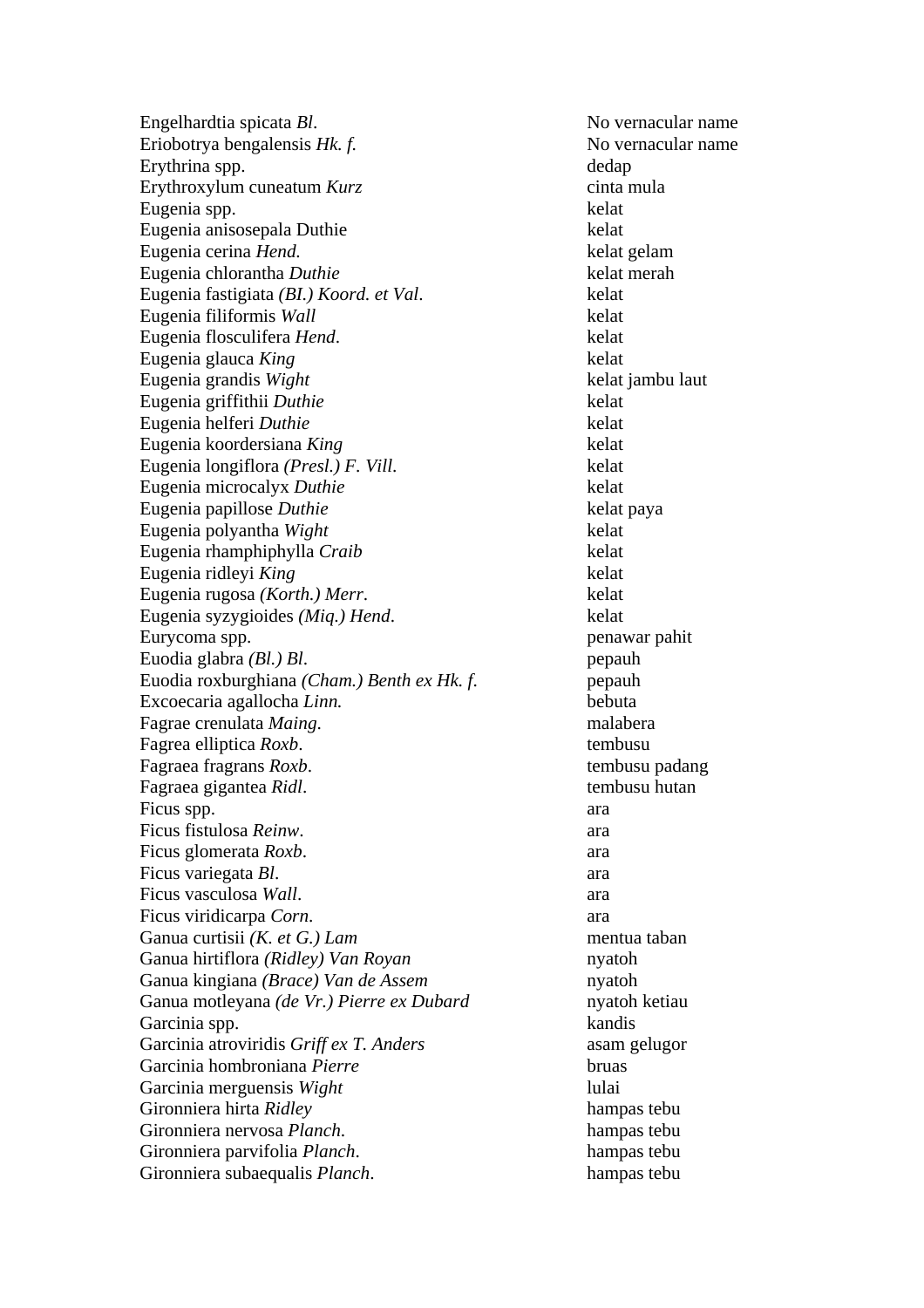| | |
|---|---|
| Engelhardtia spicata *Bl.* | No vernacular name |
| Eriobotrya bengalensis *Hk. f.* | No vernacular name |
| Erythrina spp. | dedap |
| Erythroxylum cuneatum *Kurz* | cinta mula |
| Eugenia spp. | kelat |
| Eugenia anisosepala Duthie | kelat |
| Eugenia cerina *Hend.* | kelat gelam |
| Eugenia chlorantha *Duthie* | kelat merah |
| Eugenia fastigiata *(BI.) Koord. et Val.* | kelat |
| Eugenia filiformis *Wall* | kelat |
| Eugenia flosculifera *Hend.* | kelat |
| Eugenia glauca *King* | kelat |
| Eugenia grandis *Wight* | kelat jambu laut |
| Eugenia griffithii *Duthie* | kelat |
| Eugenia helferi *Duthie* | kelat |
| Eugenia koordersiana *King* | kelat |
| Eugenia longiflora *(Presl.) F. Vill.* | kelat |
| Eugenia microcalyx *Duthie* | kelat |
| Eugenia papillose *Duthie* | kelat paya |
| Eugenia polyantha *Wight* | kelat |
| Eugenia rhamphiphylla *Craib* | kelat |
| Eugenia ridleyi *King* | kelat |
| Eugenia rugosa *(Korth.) Merr.* | kelat |
| Eugenia syzygioides *(Miq.) Hend.* | kelat |
| Eurycoma spp. | penawar pahit |
| Euodia glabra *(Bl.) Bl.* | pepauh |
| Euodia roxburghiana *(Cham.) Benth ex Hk. f.* | pepauh |
| Excoecaria agallocha *Linn.* | bebuta |
| Fagrae crenulata *Maing.* | malabera |
| Fagrea elliptica *Roxb.* | tembusu |
| Fagraea fragrans *Roxb.* | tembusu padang |
| Fagraea gigantea *Ridl.* | tembusu hutan |
| Ficus spp. | ara |
| Ficus fistulosa *Reinw.* | ara |
| Ficus glomerata *Roxb.* | ara |
| Ficus variegata *Bl.* | ara |
| Ficus vasculosa *Wall.* | ara |
| Ficus viridicarpa *Corn.* | ara |
| Ganua curtisii *(K. et G.) Lam* | mentua taban |
| Ganua hirtiflora *(Ridley) Van Royan* | nyatoh |
| Ganua kingiana *(Brace) Van de Assem* | nyatoh |
| Ganua motleyana *(de Vr.) Pierre ex Dubard* | nyatoh ketiau |
| Garcinia spp. | kandis |
| Garcinia atroviridis *Griff ex T. Anders* | asam gelugor |
| Garcinia hombroniana *Pierre* | bruas |
| Garcinia merguensis *Wight* | lulai |
| Gironniera hirta *Ridley* | hampas tebu |
| Gironniera nervosa *Planch.* | hampas tebu |
| Gironniera parvifolia *Planch.* | hampas tebu |
| Gironniera subaequalis *Planch.* | hampas tebu |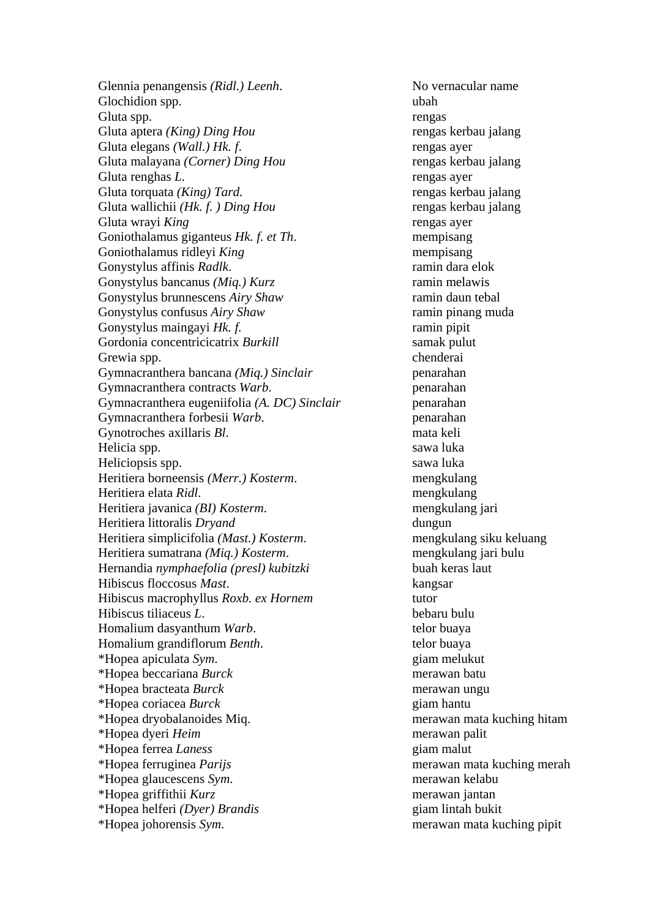| | |
|---|---|
| Glennia penangensis *(Ridl.) Leenh*. | No vernacular name |
| Glochidion spp. | ubah |
| Gluta spp. | rengas |
| Gluta aptera *(King) Ding Hou* | rengas kerbau jalang |
| Gluta elegans *(Wall.) Hk. f.* | rengas ayer |
| Gluta malayana *(Corner) Ding Hou* | rengas kerbau jalang |
| Gluta renghas *L.* | rengas ayer |
| Gluta torquata *(King) Tard.* | rengas kerbau jalang |
| Gluta wallichii *(Hk. f. ) Ding Hou* | rengas kerbau jalang |
| Gluta wrayi *King* | rengas ayer |
| Goniothalamus giganteus *Hk. f. et Th*. | mempisang |
| Goniothalamus ridleyi *King* | mempisang |
| Gonystylus affinis *Radlk*. | ramin dara elok |
| Gonystylus bancanus *(Miq.) Kurz* | ramin melawis |
| Gonystylus brunnescens *Airy Shaw* | ramin daun tebal |
| Gonystylus confusus *Airy Shaw* | ramin pinang muda |
| Gonystylus maingayi *Hk. f.* | ramin pipit |
| Gordonia concentricicatrix *Burkill* | samak pulut |
| Grewia spp. | chenderai |
| Gymnacranthera bancana *(Miq.) Sinclair* | penarahan |
| Gymnacranthera contracts *Warb.* | penarahan |
| Gymnacranthera eugeniifolia *(A. DC) Sinclair* | penarahan |
| Gymnacranthera forbesii *Warb.* | penarahan |
| Gynotroches axillaris *Bl.* | mata keli |
| Helicia spp. | sawa luka |
| Heliciopsis spp. | sawa luka |
| Heritiera borneensis *(Merr.) Kosterm*. | mengkulang |
| Heritiera elata *Ridl*. | mengkulang |
| Heritiera javanica *(BI) Kosterm*. | mengkulang jari |
| Heritiera littoralis *Dryand* | dungun |
| Heritiera simplicifolia *(Mast.) Kosterm*. | mengkulang siku keluang |
| Heritiera sumatrana *(Miq.) Kosterm*. | mengkulang jari bulu |
| Hernandia *nymphaefolia (presl) kubitzki* | buah keras laut |
| Hibiscus floccosus *Mast*. | kangsar |
| Hibiscus macrophyllus *Roxb. ex Hornem* | tutor |
| Hibiscus tiliaceus *L*. | bebaru bulu |
| Homalium dasyanthum *Warb*. | telor buaya |
| Homalium grandiflorum *Benth*. | telor buaya |
| *Hopea apiculata *Sym*. | giam melukut |
| *Hopea beccariana *Burck* | merawan batu |
| *Hopea bracteata *Burck* | merawan ungu |
| *Hopea coriacea *Burck* | giam hantu |
| *Hopea dryobalanoides Miq. | merawan mata kuching hitam |
| *Hopea dyeri *Heim* | merawan palit |
| *Hopea ferrea *Laness* | giam malut |
| *Hopea ferruginea *Parijs* | merawan mata kuching merah |
| *Hopea glaucescens *Sym.* | merawan kelabu |
| *Hopea griffithii *Kurz* | merawan jantan |
| *Hopea helferi *(Dyer) Brandis* | giam lintah bukit |
| *Hopea johorensis *Sym*. | merawan mata kuching pipit |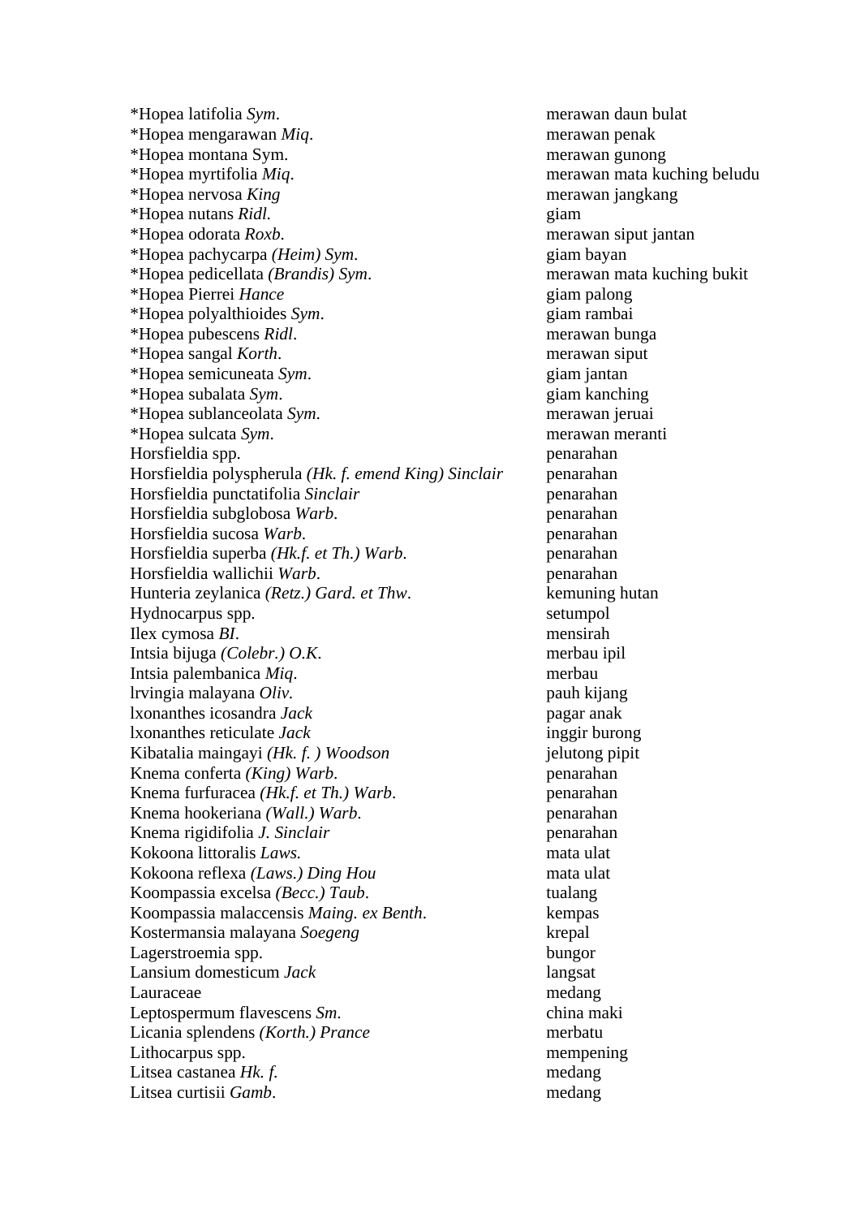| | |
|---|---|
| *Hopea latifolia *Sym*. | merawan daun bulat |
| *Hopea mengarawan *Miq*. | merawan penak |
| *Hopea montana Sym. | merawan gunong |
| *Hopea myrtifolia *Miq*. | merawan mata kuching beludu |
| *Hopea nervosa *King* | merawan jangkang |
| *Hopea nutans *Ridl.* | giam |
| *Hopea odorata *Roxb*. | merawan siput jantan |
| *Hopea pachycarpa *(Heim) Sym*. | giam bayan |
| *Hopea pedicellata *(Brandis) Sym*. | merawan mata kuching bukit |
| *Hopea Pierrei *Hance* | giam palong |
| *Hopea polyalthioides *Sym*. | giam rambai |
| *Hopea pubescens *Ridl*. | merawan bunga |
| *Hopea sangal *Korth*. | merawan siput |
| *Hopea semicuneata *Sym*. | giam jantan |
| *Hopea subalata *Sym*. | giam kanching |
| *Hopea sublanceolata *Sym.* | merawan jeruai |
| *Hopea sulcata *Sym*. | merawan meranti |
| Horsfieldia spp. | penarahan |
| Horsfieldia polyspherula *(Hk. f. emend King) Sinclair* | penarahan |
| Horsfieldia punctatifolia *Sinclair* | penarahan |
| Horsfieldia subglobosa *Warb*. | penarahan |
| Horsfieldia sucosa *Warb*. | penarahan |
| Horsfieldia superba *(Hk.f. et Th.) Warb*. | penarahan |
| Horsfieldia wallichii *Warb*. | penarahan |
| Hunteria zeylanica *(Retz.) Gard. et Thw*. | kemuning hutan |
| Hydnocarpus spp. | setumpol |
| Ilex cymosa *BI*. | mensirah |
| Intsia bijuga *(Colebr.) O.K*. | merbau ipil |
| Intsia palembanica *Miq*. | merbau |
| lrvingia malayana *Oliv*. | pauh kijang |
| lxonanthes icosandra *Jack* | pagar anak |
| lxonanthes reticulate *Jack* | inggir burong |
| Kibatalia maingayi *(Hk. f. ) Woodson* | jelutong pipit |
| Knema conferta *(King) Warb*. | penarahan |
| Knema furfuracea *(Hk.f. et Th.) Warb*. | penarahan |
| Knema hookeriana *(Wall.) Warb*. | penarahan |
| Knema rigidifolia *J. Sinclair* | penarahan |
| Kokoona littoralis *Laws.* | mata ulat |
| Kokoona reflexa *(Laws.) Ding Hou* | mata ulat |
| Koompassia excelsa *(Becc.) Taub*. | tualang |
| Koompassia malaccensis *Maing. ex Benth*. | kempas |
| Kostermansia malayana *Soegeng* | krepal |
| Lagerstroemia spp. | bungor |
| Lansium domesticum *Jack* | langsat |
| Lauraceae | medang |
| Leptospermum flavescens *Sm*. | china maki |
| Licania splendens *(Korth.) Prance* | merbatu |
| Lithocarpus spp. | mempening |
| Litsea castanea *Hk. f.* | medang |
| Litsea curtisii *Gamb*. | medang |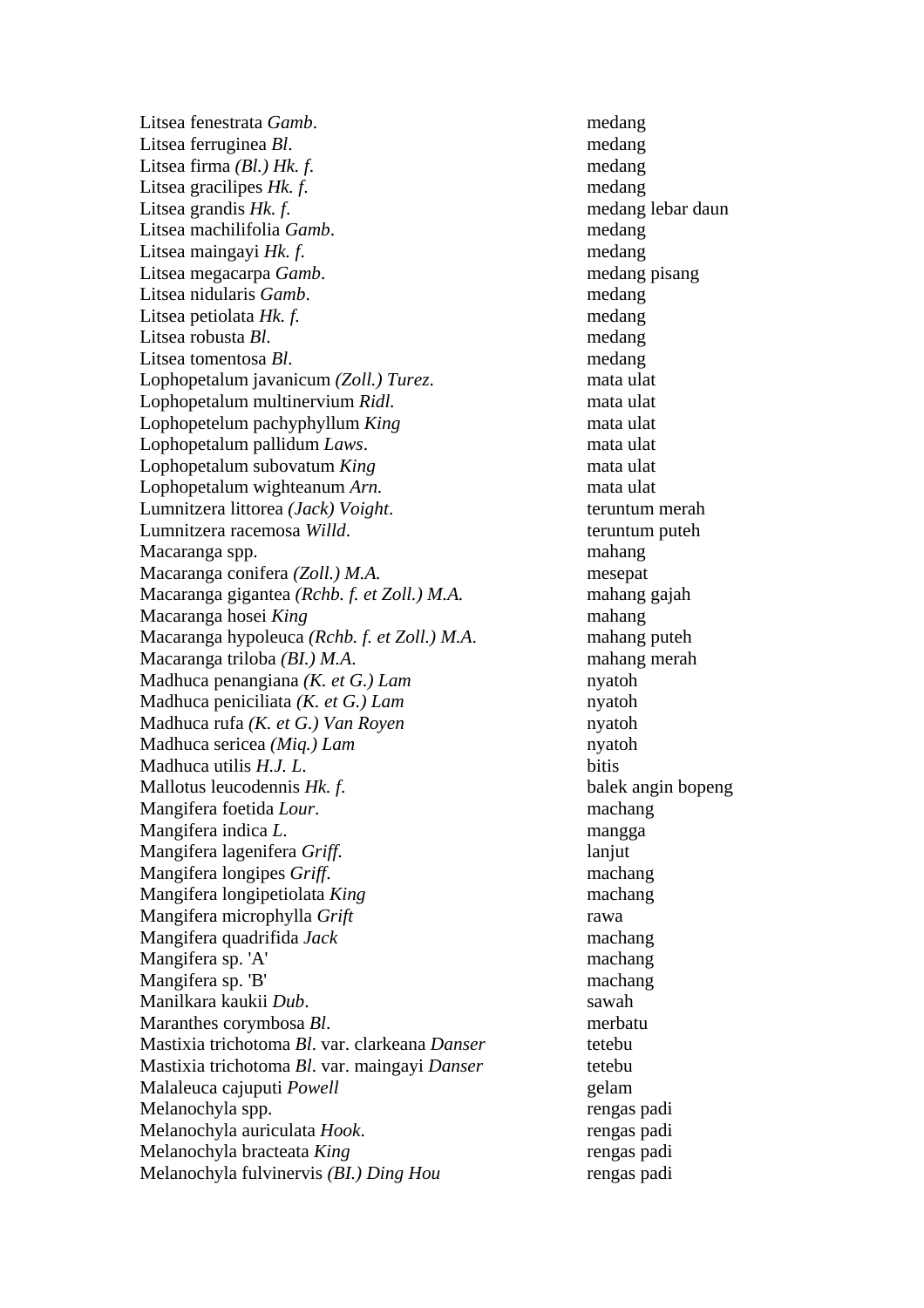| | |
|---|---|
| Litsea fenestrata *Gamb*. | medang |
| Litsea ferruginea *Bl*. | medang |
| Litsea firma *(Bl.) Hk. f.* | medang |
| Litsea gracilipes *Hk. f.* | medang |
| Litsea grandis *Hk. f.* | medang lebar daun |
| Litsea machilifolia *Gamb*. | medang |
| Litsea maingayi *Hk. f.* | medang |
| Litsea megacarpa *Gamb*. | medang pisang |
| Litsea nidularis *Gamb*. | medang |
| Litsea petiolata *Hk. f.* | medang |
| Litsea robusta *Bl*. | medang |
| Litsea tomentosa *Bl*. | medang |
| Lophopetalum javanicum *(Zoll.) Turez*. | mata ulat |
| Lophopetalum multinervium *Ridl.* | mata ulat |
| Lophopetelum pachyphyllum *King* | mata ulat |
| Lophopetalum pallidum *Laws*. | mata ulat |
| Lophopetalum subovatum *King* | mata ulat |
| Lophopetalum wighteanum *Arn.* | mata ulat |
| Lumnitzera littorea *(Jack) Voight*. | teruntum merah |
| Lumnitzera racemosa *Willd*. | teruntum puteh |
| Macaranga spp. | mahang |
| Macaranga conifera *(Zoll.) M.A.* | mesepat |
| Macaranga gigantea *(Rchb. f. et Zoll.) M.A.* | mahang gajah |
| Macaranga hosei *King* | mahang |
| Macaranga hypoleuca *(Rchb. f. et Zoll.) M.A.* | mahang puteh |
| Macaranga triloba *(BI.) M.A.* | mahang merah |
| Madhuca penangiana *(K. et G.) Lam* | nyatoh |
| Madhuca peniciliata *(K. et G.) Lam* | nyatoh |
| Madhuca rufa *(K. et G.) Van Royen* | nyatoh |
| Madhuca sericea *(Miq.) Lam* | nyatoh |
| Madhuca utilis *H.J. L.* | bitis |
| Mallotus leucodennis *Hk. f.* | balek angin bopeng |
| Mangifera foetida *Lour*. | machang |
| Mangifera indica *L*. | mangga |
| Mangifera lagenifera *Griff.* | lanjut |
| Mangifera longipes *Griff.* | machang |
| Mangifera longipetiolata *King* | machang |
| Mangifera microphylla *Grift* | rawa |
| Mangifera quadrifida *Jack* | machang |
| Mangifera sp. 'A' | machang |
| Mangifera sp. 'B' | machang |
| Manilkara kaukii *Dub*. | sawah |
| Maranthes corymbosa *Bl*. | merbatu |
| Mastixia trichotoma *Bl*. var. clarkeana *Danser* | tetebu |
| Mastixia trichotoma *Bl*. var. maingayi *Danser* | tetebu |
| Malaleuca cajuputi *Powell* | gelam |
| Melanochyla spp. | rengas padi |
| Melanochyla auriculata *Hook*. | rengas padi |
| Melanochyla bracteata *King* | rengas padi |
| Melanochyla fulvinervis *(BI.) Ding Hou* | rengas padi |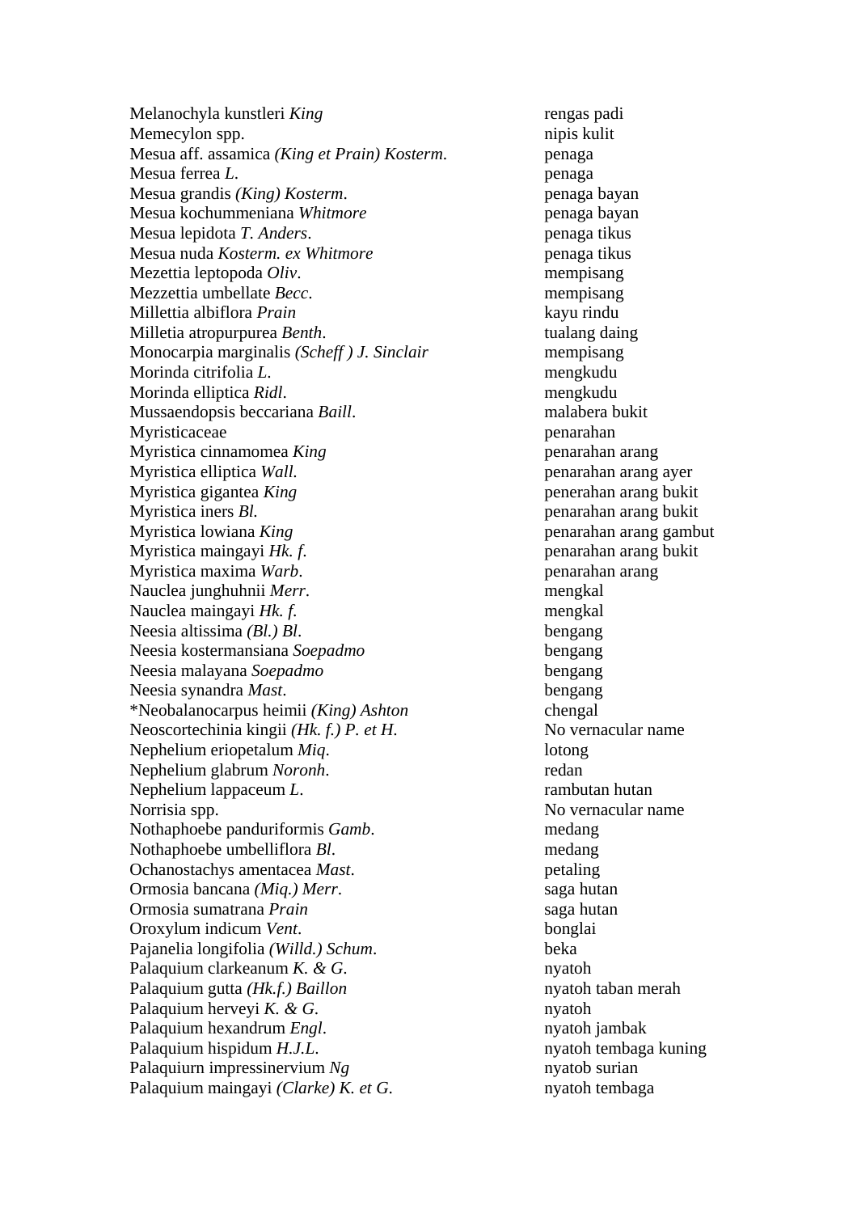| | |
|---|---|
| Melanochyla kunstleri *King* | rengas padi |
| Memecylon spp. | nipis kulit |
| Mesua aff. assamica *(King et Prain) Kosterm.* | penaga |
| Mesua ferrea *L.* | penaga |
| Mesua grandis *(King) Kosterm.* | penaga bayan |
| Mesua kochummeniana *Whitmore* | penaga bayan |
| Mesua lepidota *T. Anders.* | penaga tikus |
| Mesua nuda *Kosterm. ex Whitmore* | penaga tikus |
| Mezettia leptopoda *Oliv.* | mempisang |
| Mezzettia umbellate *Becc.* | mempisang |
| Millettia albiflora *Prain* | kayu rindu |
| Milletia atropurpurea *Benth.* | tualang daing |
| Monocarpia marginalis *(Scheff ) J. Sinclair* | mempisang |
| Morinda citrifolia *L.* | mengkudu |
| Morinda elliptica *Ridl.* | mengkudu |
| Mussaendopsis beccariana *Baill.* | malabera bukit |
| Myristicaceae | penarahan |
| Myristica cinnamomea *King* | penarahan arang |
| Myristica elliptica *Wall.* | penarahan arang ayer |
| Myristica gigantea *King* | penerahan arang bukit |
| Myristica iners *Bl.* | penarahan arang bukit |
| Myristica lowiana *King* | penarahan arang gambut |
| Myristica maingayi *Hk. f.* | penarahan arang bukit |
| Myristica maxima *Warb.* | penarahan arang |
| Nauclea junghuhnii *Merr.* | mengkal |
| Nauclea maingayi *Hk. f.* | mengkal |
| Neesia altissima *(Bl.) Bl.* | bengang |
| Neesia kostermansiana *Soepadmo* | bengang |
| Neesia malayana *Soepadmo* | bengang |
| Neesia synandra *Mast.* | bengang |
| *Neobalanocarpus heimii *(King) Ashton* | chengal |
| Neoscortechinia kingii *(Hk. f.) P. et H.* | No vernacular name |
| Nephelium eriopetalum *Miq.* | lotong |
| Nephelium glabrum *Noronh.* | redan |
| Nephelium lappaceum *L.* | rambutan hutan |
| Norrisia spp. | No vernacular name |
| Nothaphoebe panduriformis *Gamb.* | medang |
| Nothaphoebe umbelliflora *Bl.* | medang |
| Ochanostachys amentacea *Mast.* | petaling |
| Ormosia bancana *(Miq.) Merr.* | saga hutan |
| Ormosia sumatrana *Prain* | saga hutan |
| Oroxylum indicum *Vent.* | bonglai |
| Pajanelia longifolia *(Willd.) Schum.* | beka |
| Palaquium clarkeanum *K. & G.* | nyatoh |
| Palaquium gutta *(Hk.f.) Baillon* | nyatoh taban merah |
| Palaquium herveyi *K. & G.* | nyatoh |
| Palaquium hexandrum *Engl.* | nyatoh jambak |
| Palaquium hispidum *H.J.L.* | nyatoh tembaga kuning |
| Palaquiurn impressinervium *Ng* | nyatob surian |
| Palaquium maingayi *(Clarke) K. et G.* | nyatoh tembaga |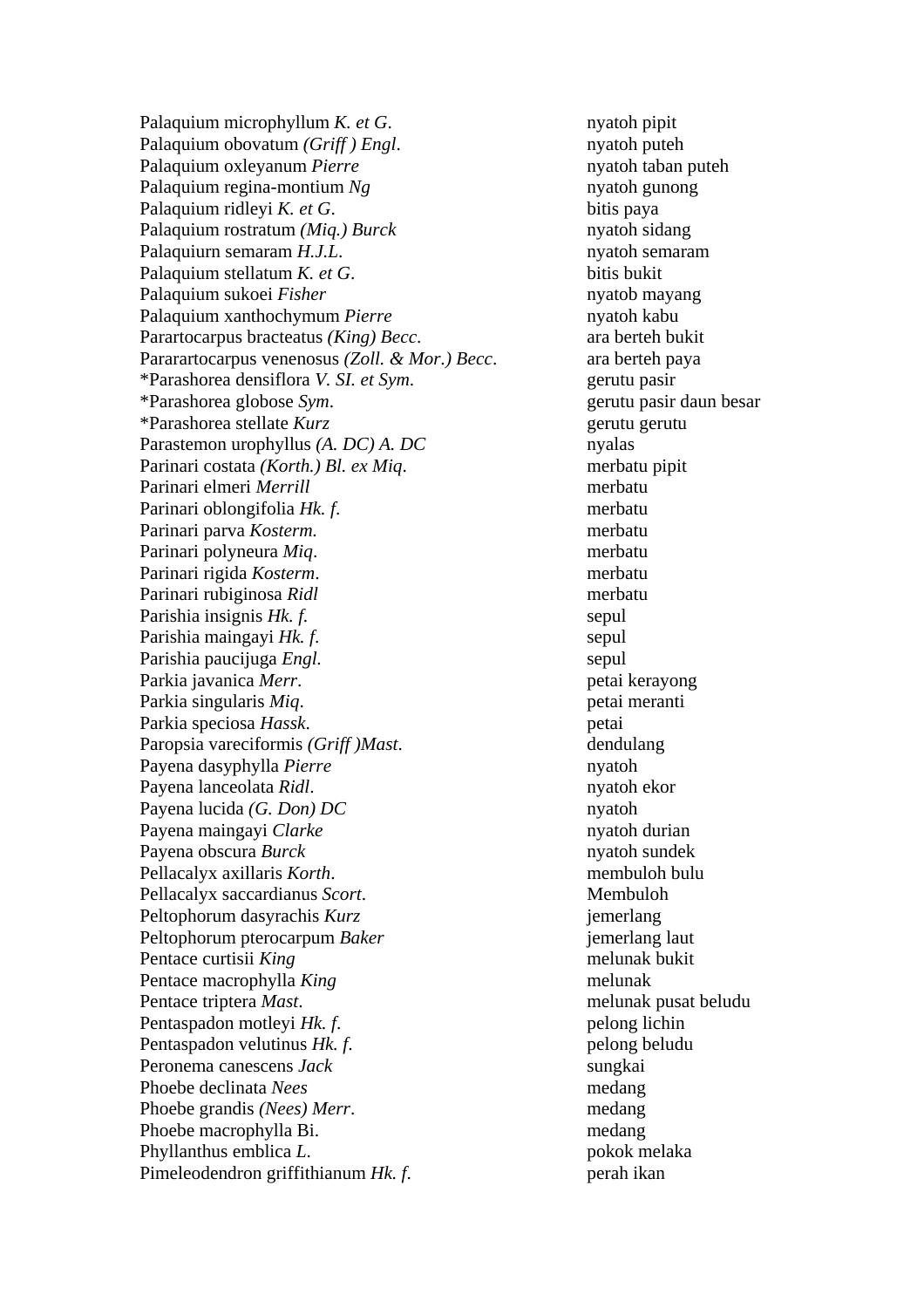| | |
|---|---|
| Palaquium microphyllum *K. et G.* | nyatoh pipit |
| Palaquium obovatum *(Griff ) Engl.* | nyatoh puteh |
| Palaquium oxleyanum *Pierre* | nyatoh taban puteh |
| Palaquium regina-montium *Ng* | nyatoh gunong |
| Palaquium ridleyi *K. et G.* | bitis paya |
| Palaquium rostratum *(Miq.) Burck* | nyatoh sidang |
| Palaquiurn semaram *H.J.L.* | nyatoh semaram |
| Palaquium stellatum *K. et G.* | bitis bukit |
| Palaquium sukoei *Fisher* | nyatob mayang |
| Palaquium xanthochymum *Pierre* | nyatoh kabu |
| Parartocarpus bracteatus *(King) Becc.* | ara berteh bukit |
| Pararartocarpus venenosus *(Zoll. & Mor.) Becc.* | ara berteh paya |
| *Parashorea densiflora *V. SI. et Sym.* | gerutu pasir |
| *Parashorea globose *Sym.* | gerutu pasir daun besar |
| *Parashorea stellate *Kurz* | gerutu gerutu |
| Parastemon urophyllus *(A. DC) A. DC* | nyalas |
| Parinari costata *(Korth.) Bl. ex Miq.* | merbatu pipit |
| Parinari elmeri *Merrill* | merbatu |
| Parinari oblongifolia *Hk. f.* | merbatu |
| Parinari parva *Kosterm.* | merbatu |
| Parinari polyneura *Miq.* | merbatu |
| Parinari rigida *Kosterm.* | merbatu |
| Parinari rubiginosa *Ridl* | merbatu |
| Parishia insignis *Hk. f.* | sepul |
| Parishia maingayi *Hk. f.* | sepul |
| Parishia paucijuga *Engl.* | sepul |
| Parkia javanica *Merr.* | petai kerayong |
| Parkia singularis *Miq.* | petai meranti |
| Parkia speciosa *Hassk.* | petai |
| Paropsia vareciformis *(Griff )Mast.* | dendulang |
| Payena dasyphylla *Pierre* | nyatoh |
| Payena lanceolata *Ridl.* | nyatoh ekor |
| Payena lucida *(G. Don) DC* | nyatoh |
| Payena maingayi *Clarke* | nyatoh durian |
| Payena obscura *Burck* | nyatoh sundek |
| Pellacalyx axillaris *Korth.* | membuloh bulu |
| Pellacalyx saccardianus *Scort.* | Membuloh |
| Peltophorum dasyrachis *Kurz* | jemerlang |
| Peltophorum pterocarpum *Baker* | jemerlang laut |
| Pentace curtisii *King* | melunak bukit |
| Pentace macrophylla *King* | melunak |
| Pentace triptera *Mast.* | melunak pusat beludu |
| Pentaspadon motleyi *Hk. f.* | pelong lichin |
| Pentaspadon velutinus *Hk. f.* | pelong beludu |
| Peronema canescens *Jack* | sungkai |
| Phoebe declinata *Nees* | medang |
| Phoebe grandis *(Nees) Merr.* | medang |
| Phoebe macrophylla Bi. | medang |
| Phyllanthus emblica *L.* | pokok melaka |
| Pimeleodendron griffithianum *Hk. f.* | perah ikan |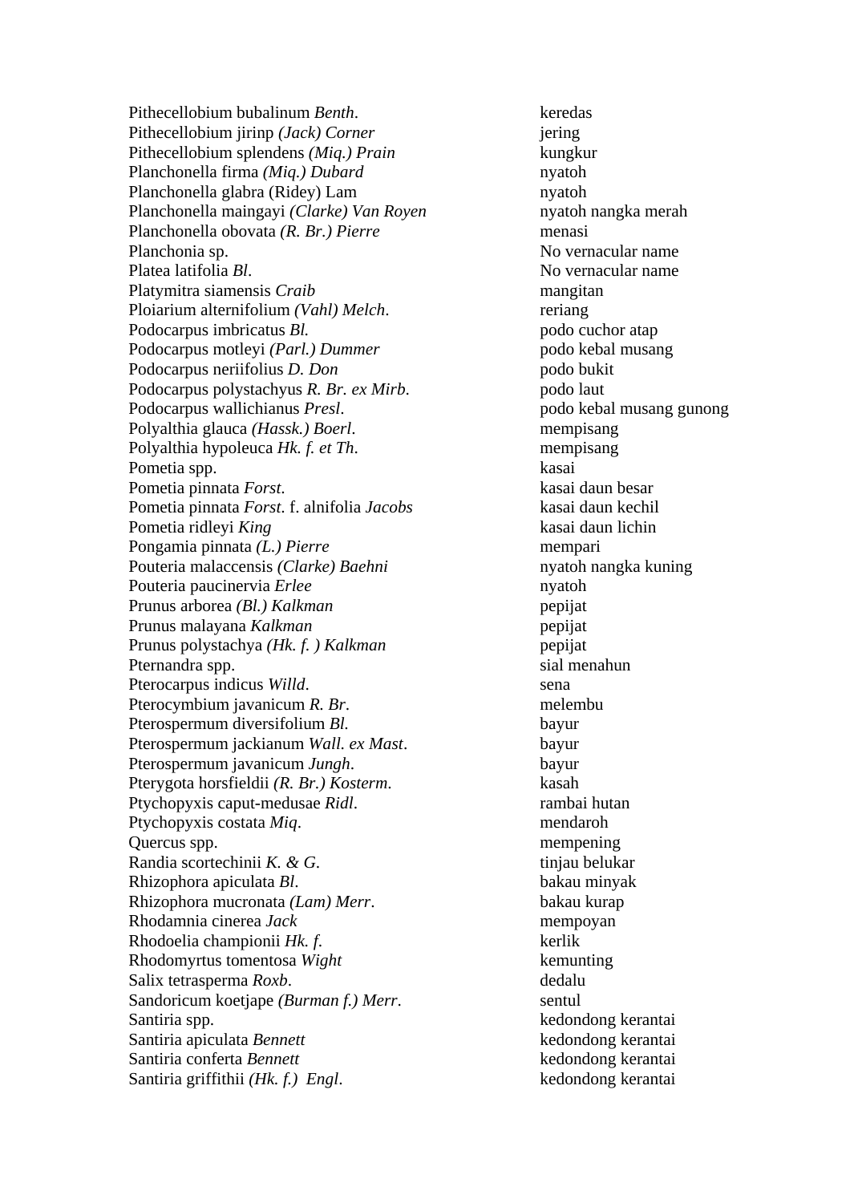| | |
|---|---|
| Pithecellobium bubalinum *Benth*. | keredas |
| Pithecellobium jirinp *(Jack) Corner* | jering |
| Pithecellobium splendens *(Miq.) Prain* | kungkur |
| Planchonella firma *(Miq.) Dubard* | nyatoh |
| Planchonella glabra (Ridey) Lam | nyatoh |
| Planchonella maingayi *(Clarke) Van Royen* | nyatoh nangka merah |
| Planchonella obovata *(R. Br.) Pierre* | menasi |
| Planchonia sp. | No vernacular name |
| Platea latifolia *Bl*. | No vernacular name |
| Platymitra siamensis *Craib* | mangitan |
| Ploiarium alternifolium *(Vahl) Melch*. | reriang |
| Podocarpus imbricatus *Bl.* | podo cuchor atap |
| Podocarpus motleyi *(Parl.) Dummer* | podo kebal musang |
| Podocarpus neriifolius *D. Don* | podo bukit |
| Podocarpus polystachyus *R. Br. ex Mirb*. | podo laut |
| Podocarpus wallichianus *Presl*. | podo kebal musang gunong |
| Polyalthia glauca *(Hassk.) Boerl*. | mempisang |
| Polyalthia hypoleuca *Hk. f. et Th*. | mempisang |
| Pometia spp. | kasai |
| Pometia pinnata *Forst.* | kasai daun besar |
| Pometia pinnata *Forst*. f. alnifolia *Jacobs* | kasai daun kechil |
| Pometia ridleyi *King* | kasai daun lichin |
| Pongamia pinnata *(L.) Pierre* | mempari |
| Pouteria malaccensis *(Clarke) Baehni* | nyatoh nangka kuning |
| Pouteria paucinervia *Erlee* | nyatoh |
| Prunus arborea *(Bl.) Kalkman* | pepijat |
| Prunus malayana *Kalkman* | pepijat |
| Prunus polystachya *(Hk. f. ) Kalkman* | pepijat |
| Pternandra spp. | sial menahun |
| Pterocarpus indicus *Willd*. | sena |
| Pterocymbium javanicum *R. Br*. | melembu |
| Pterospermum diversifolium *Bl.* | bayur |
| Pterospermum jackianum *Wall. ex Mast*. | bayur |
| Pterospermum javanicum *Jungh*. | bayur |
| Pterygota horsfieldii *(R. Br.) Kosterm*. | kasah |
| Ptychopyxis caput-medusae *Ridl*. | rambai hutan |
| Ptychopyxis costata *Miq*. | mendaroh |
| Quercus spp. | mempening |
| Randia scortechinii *K. & G*. | tinjau belukar |
| Rhizophora apiculata *Bl*. | bakau minyak |
| Rhizophora mucronata *(Lam) Merr*. | bakau kurap |
| Rhodamnia cinerea *Jack* | mempoyan |
| Rhodoelia championii *Hk. f.* | kerlik |
| Rhodomyrtus tomentosa *Wight* | kemunting |
| Salix tetrasperma *Roxb*. | dedalu |
| Sandoricum koetjape *(Burman f.) Merr*. | sentul |
| Santiria spp. | kedondong kerantai |
| Santiria apiculata *Bennett* | kedondong kerantai |
| Santiria conferta *Bennett* | kedondong kerantai |
| Santiria griffithii *(Hk. f.) Engl*. | kedondong kerantai |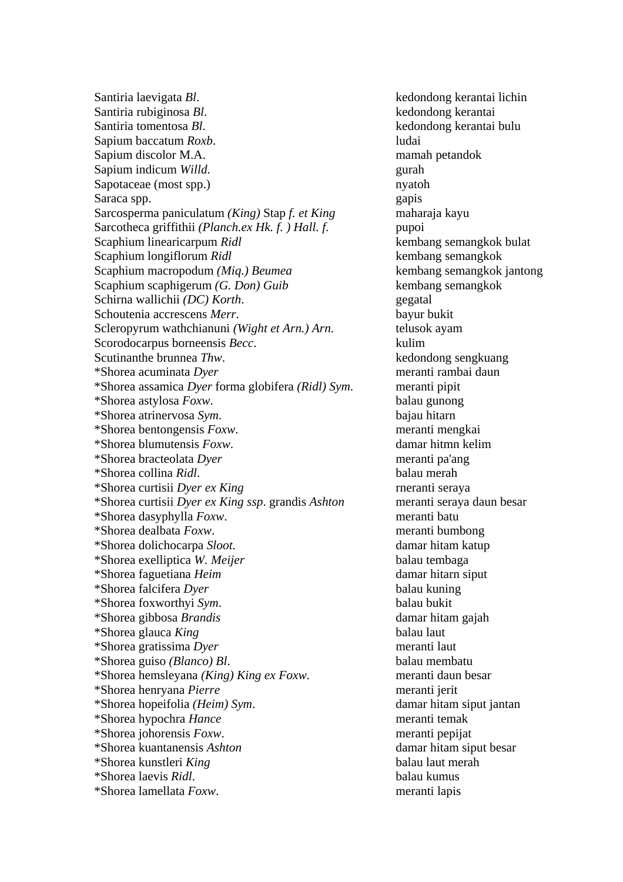| | |
|---|---|
| Santiria laevigata *Bl*. | kedondong kerantai lichin |
| Santiria rubiginosa *Bl*. | kedondong kerantai |
| Santiria tomentosa *Bl*. | kedondong kerantai bulu |
| Sapium baccatum *Roxb*. | ludai |
| Sapium discolor M.A. | mamah petandok |
| Sapium indicum *Willd.* | gurah |
| Sapotaceae (most spp.) | nyatoh |
| Saraca spp. | gapis |
| Sarcosperma paniculatum *(King)* Stap *f. et King* | maharaja kayu |
| Sarcotheca griffithii *(Planch.ex Hk. f. ) Hall. f.* | pupoi |
| Scaphium linearicarpum *Ridl* | kembang semangkok bulat |
| Scaphium longiflorum *Ridl* | kembang semangkok |
| Scaphium macropodum *(Miq.) Beumea* | kembang semangkok jantong |
| Scaphium scaphigerum *(G. Don) Guib* | kembang semangkok |
| Schirna wallichii *(DC) Korth*. | gegatal |
| Schoutenia accrescens *Merr*. | bayur bukit |
| Scleropyrum wathchianuni *(Wight et Arn.) Arn.* | telusok ayam |
| Scorodocarpus borneensis *Becc*. | kulim |
| Scutinanthe brunnea *Thw*. | kedondong sengkuang |
| *Shorea acuminata *Dyer* | meranti rambai daun |
| *Shorea assamica *Dyer* forma globifera *(Ridl) Sym*. | meranti pipit |
| *Shorea astylosa *Foxw*. | balau gunong |
| *Shorea atrinervosa *Sym*. | bajau hitarn |
| *Shorea bentongensis *Foxw*. | meranti mengkai |
| *Shorea blumutensis *Foxw*. | damar hitmn kelim |
| *Shorea bracteolata *Dyer* | meranti pa'ang |
| *Shorea collina *Ridl*. | balau merah |
| *Shorea curtisii *Dyer ex King* | rneranti seraya |
| *Shorea curtisii *Dyer ex King ssp*. grandis *Ashton* | meranti seraya daun besar |
| *Shorea dasyphylla *Foxw*. | meranti batu |
| *Shorea dealbata *Foxw*. | meranti bumbong |
| *Shorea dolichocarpa *Sloot.* | damar hitam katup |
| *Shorea exelliptica *W. Meijer* | balau tembaga |
| *Shorea faguetiana *Heim* | damar hitarn siput |
| *Shorea falcifera *Dyer* | balau kuning |
| *Shorea foxworthyi *Sym*. | balau bukit |
| *Shorea gibbosa *Brandis* | damar hitam gajah |
| *Shorea glauca *King* | balau laut |
| *Shorea gratissima *Dyer* | meranti laut |
| *Shorea guiso *(Blanco) Bl*. | balau membatu |
| *Shorea hemsleyana *(King) King ex Foxw*. | meranti daun besar |
| *Shorea henryana *Pierre* | meranti jerit |
| *Shorea hopeifolia *(Heim) Sym*. | damar hitam siput jantan |
| *Shorea hypochra *Hance* | meranti temak |
| *Shorea johorensis *Foxw*. | meranti pepijat |
| *Shorea kuantanensis *Ashton* | damar hitam siput besar |
| *Shorea kunstleri *King* | balau laut merah |
| *Shorea laevis *Ridl*. | balau kumus |
| *Shorea lamellata *Foxw*. | meranti lapis |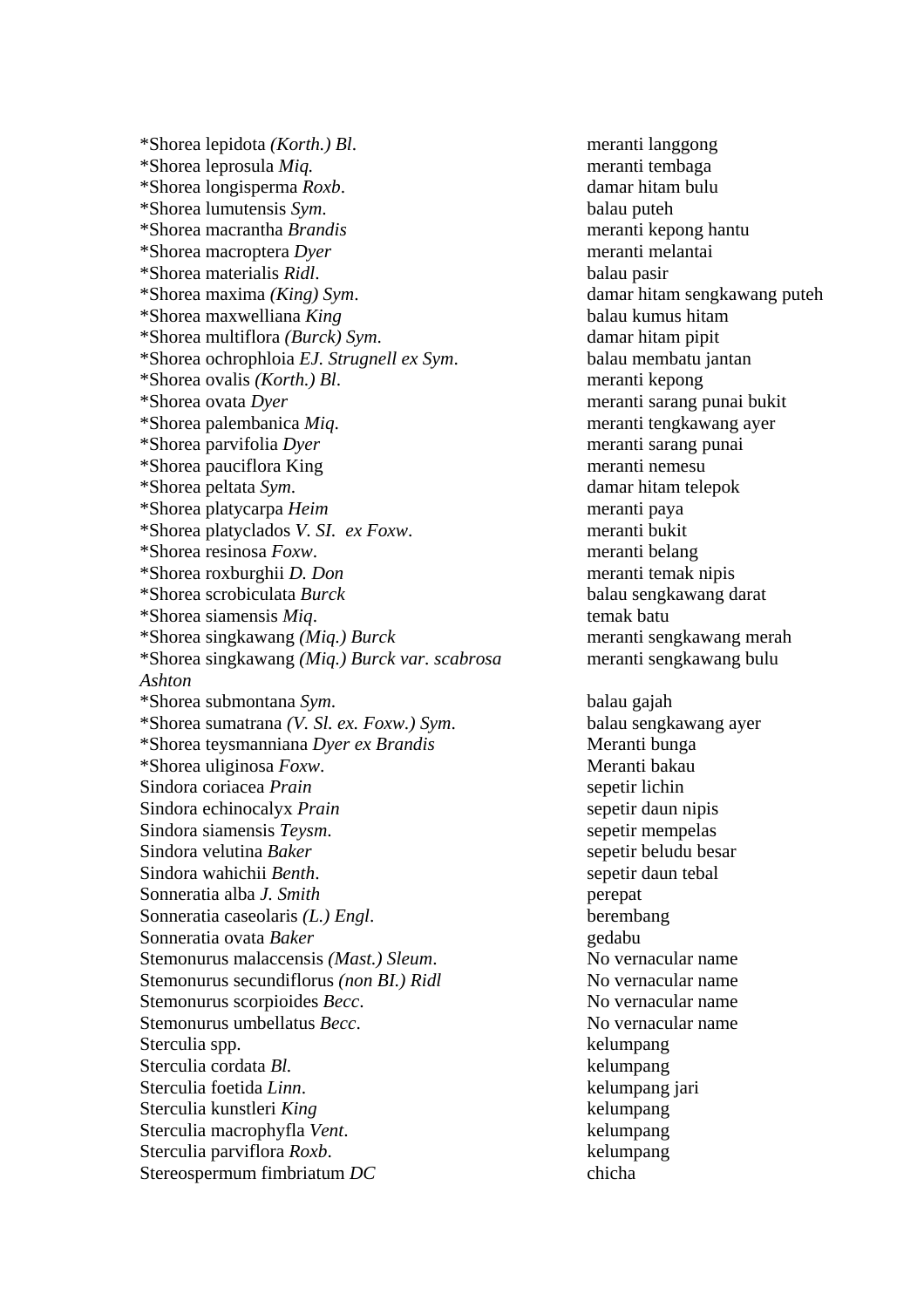| | |
|---|---|
| *Shorea lepidota *(Korth.) Bl*. | meranti langgong |
| *Shorea leprosula *Miq.* | meranti tembaga |
| *Shorea longisperma *Roxb*. | damar hitam bulu |
| *Shorea lumutensis *Sym*. | balau puteh |
| *Shorea macrantha *Brandis* | meranti kepong hantu |
| *Shorea macroptera *Dyer* | meranti melantai |
| *Shorea materialis *Ridl*. | balau pasir |
| *Shorea maxima *(King) Sym*. | damar hitam sengkawang puteh |
| *Shorea maxwelliana *King* | balau kumus hitam |
| *Shorea multiflora *(Burck) Sym*. | damar hitam pipit |
| *Shorea ochrophloia *EJ. Strugnell ex Sym*. | balau membatu jantan |
| *Shorea ovalis *(Korth.) Bl*. | meranti kepong |
| *Shorea ovata *Dyer* | meranti sarang punai bukit |
| *Shorea palembanica *Miq*. | meranti tengkawang ayer |
| *Shorea parvifolia *Dyer* | meranti sarang punai |
| *Shorea pauciflora King | meranti nemesu |
| *Shorea peltata *Sym*. | damar hitam telepok |
| *Shorea platycarpa *Heim* | meranti paya |
| *Shorea platyclados *V. SI.  ex Foxw*. | meranti bukit |
| *Shorea resinosa *Foxw*. | meranti belang |
| *Shorea roxburghii *D. Don* | meranti temak nipis |
| *Shorea scrobiculata *Burck* | balau sengkawang darat |
| *Shorea siamensis *Miq*. | temak batu |
| *Shorea singkawang *(Miq.) Burck* | meranti sengkawang merah |
| *Shorea singkawang *(Miq.) Burck var. scabrosa Ashton* | meranti sengkawang bulu |
| *Shorea submontana *Sym*. | balau gajah |
| *Shorea sumatrana *(V. Sl. ex. Foxw.) Sym*. | balau sengkawang ayer |
| *Shorea teysmanniana *Dyer ex Brandis* | Meranti bunga |
| *Shorea uliginosa *Foxw*. | Meranti bakau |
| Sindora coriacea *Prain* | sepetir lichin |
| Sindora echinocalyx *Prain* | sepetir daun nipis |
| Sindora siamensis *Teysm*. | sepetir mempelas |
| Sindora velutina *Baker* | sepetir beludu besar |
| Sindora wahichii *Benth*. | sepetir daun tebal |
| Sonneratia alba *J. Smith* | perepat |
| Sonneratia caseolaris *(L.) Engl*. | berembang |
| Sonneratia ovata *Baker* | gedabu |
| Stemonurus malaccensis *(Mast.) Sleum*. | No vernacular name |
| Stemonurus secundiflorus *(non BI.) Ridl* | No vernacular name |
| Stemonurus scorpioides *Becc*. | No vernacular name |
| Stemonurus umbellatus *Becc*. | No vernacular name |
| Sterculia spp. | kelumpang |
| Sterculia cordata *Bl.* | kelumpang |
| Sterculia foetida *Linn*. | kelumpang jari |
| Sterculia kunstleri *King* | kelumpang |
| Sterculia macrophyfla *Vent*. | kelumpang |
| Sterculia parviflora *Roxb*. | kelumpang |
| Stereospermum fimbriatum *DC* | chicha |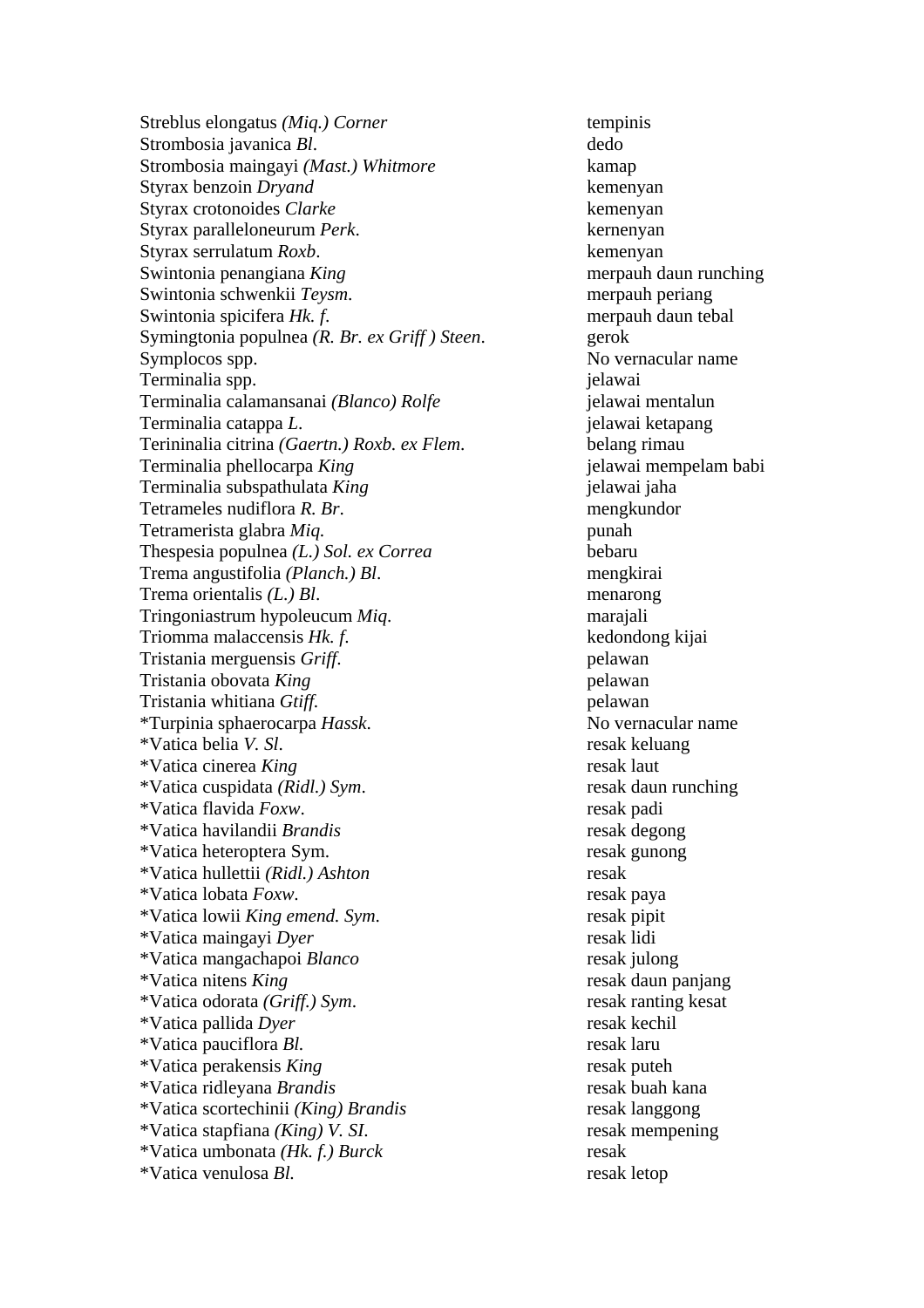| | |
|---|---|
| Streblus elongatus *(Miq.) Corner* | tempinis |
| Strombosia javanica *Bl*. | dedo |
| Strombosia maingayi *(Mast.) Whitmore* | kamap |
| Styrax benzoin *Dryand* | kemenyan |
| Styrax crotonoides *Clarke* | kemenyan |
| Styrax paralleloneurum *Perk*. | kernenyan |
| Styrax serrulatum *Roxb*. | kemenyan |
| Swintonia penangiana *King* | merpauh daun runching |
| Swintonia schwenkii *Teysm*. | merpauh periang |
| Swintonia spicifera *Hk. f*. | merpauh daun tebal |
| Symingtonia populnea *(R. Br. ex Griff ) Steen*. | gerok |
| Symplocos spp. | No vernacular name |
| Terminalia spp. | jelawai |
| Terminalia calamansanai *(Blanco) Rolfe* | jelawai mentalun |
| Terminalia catappa *L*. | jelawai ketapang |
| Terininalia citrina *(Gaertn.) Roxb. ex Flem*. | belang rimau |
| Terminalia phellocarpa *King* | jelawai mempelam babi |
| Terminalia subspathulata *King* | jelawai jaha |
| Tetrameles nudiflora *R. Br*. | mengkundor |
| Tetramerista glabra *Miq.* | punah |
| Thespesia populnea *(L.) Sol. ex Correa* | bebaru |
| Trema angustifolia *(Planch.) Bl*. | mengkirai |
| Trema orientalis *(L.) Bl*. | menarong |
| Tringoniastrum hypoleucum *Miq*. | marajali |
| Triomma malaccensis *Hk. f*. | kedondong kijai |
| Tristania merguensis *Griff*. | pelawan |
| Tristania obovata *King* | pelawan |
| Tristania whitiana *Gtiff.* | pelawan |
| *Turpinia sphaerocarpa *Hassk*. | No vernacular name |
| *Vatica belia *V. Sl*. | resak keluang |
| *Vatica cinerea *King* | resak laut |
| *Vatica cuspidata *(Ridl.) Sym*. | resak daun runching |
| *Vatica flavida *Foxw*. | resak padi |
| *Vatica havilandii *Brandis* | resak degong |
| *Vatica heteroptera Sym. | resak gunong |
| *Vatica hullettii *(Ridl.) Ashton* | resak |
| *Vatica lobata *Foxw*. | resak paya |
| *Vatica lowii *King emend. Sym*. | resak pipit |
| *Vatica maingayi *Dyer* | resak lidi |
| *Vatica mangachapoi *Blanco* | resak julong |
| *Vatica nitens *King* | resak daun panjang |
| *Vatica odorata *(Griff.) Sym*. | resak ranting kesat |
| *Vatica pallida *Dyer* | resak kechil |
| *Vatica pauciflora *Bl.* | resak laru |
| *Vatica perakensis *King* | resak puteh |
| *Vatica ridleyana *Brandis* | resak buah kana |
| *Vatica scortechinii *(King) Brandis* | resak langgong |
| *Vatica stapfiana *(King) V. SI*. | resak mempening |
| *Vatica umbonata *(Hk. f.) Burck* | resak |
| *Vatica venulosa *Bl.* | resak letop |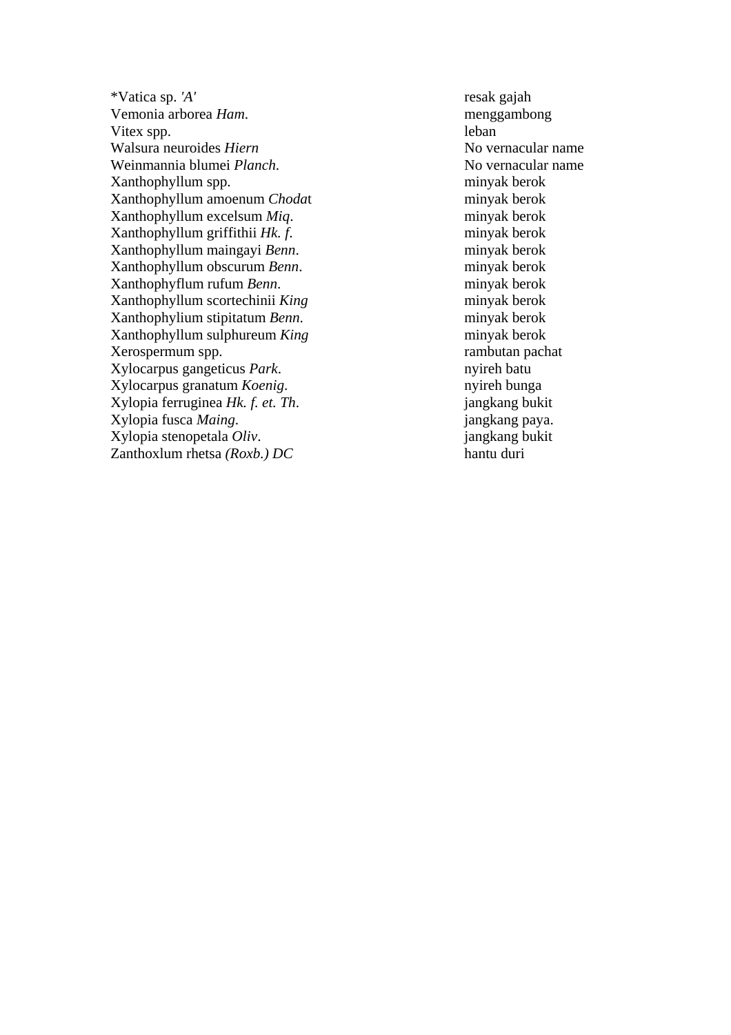| | |
|---|---|
| *Vatica sp. *'A'* | resak gajah |
| Vemonia arborea *Ham.* | menggambong |
| Vitex spp. | leban |
| Walsura neuroides *Hiern* | No vernacular name |
| Weinmannia blumei *Planch.* | No vernacular name |
| Xanthophyllum spp. | minyak berok |
| Xanthophyllum amoenum *Choda*t | minyak berok |
| Xanthophyllum excelsum *Miq.* | minyak berok |
| Xanthophyllum griffithii *Hk. f.* | minyak berok |
| Xanthophyllum maingayi *Benn.* | minyak berok |
| Xanthophyllum obscurum *Benn.* | minyak berok |
| Xanthophyflum rufum *Benn.* | minyak berok |
| Xanthophyllum scortechinii *King* | minyak berok |
| Xanthophylium stipitatum *Benn.* | minyak berok |
| Xanthophyllum sulphureum *King* | minyak berok |
| Xerospermum spp. | rambutan pachat |
| Xylocarpus gangeticus *Park.* | nyireh batu |
| Xylocarpus granatum *Koenig.* | nyireh bunga |
| Xylopia ferruginea *Hk. f. et. Th.* | jangkang bukit |
| Xylopia fusca *Maing.* | jangkang paya. |
| Xylopia stenopetala *Oliv.* | jangkang bukit |
| Zanthoxlum rhetsa *(Roxb.) DC* | hantu duri |